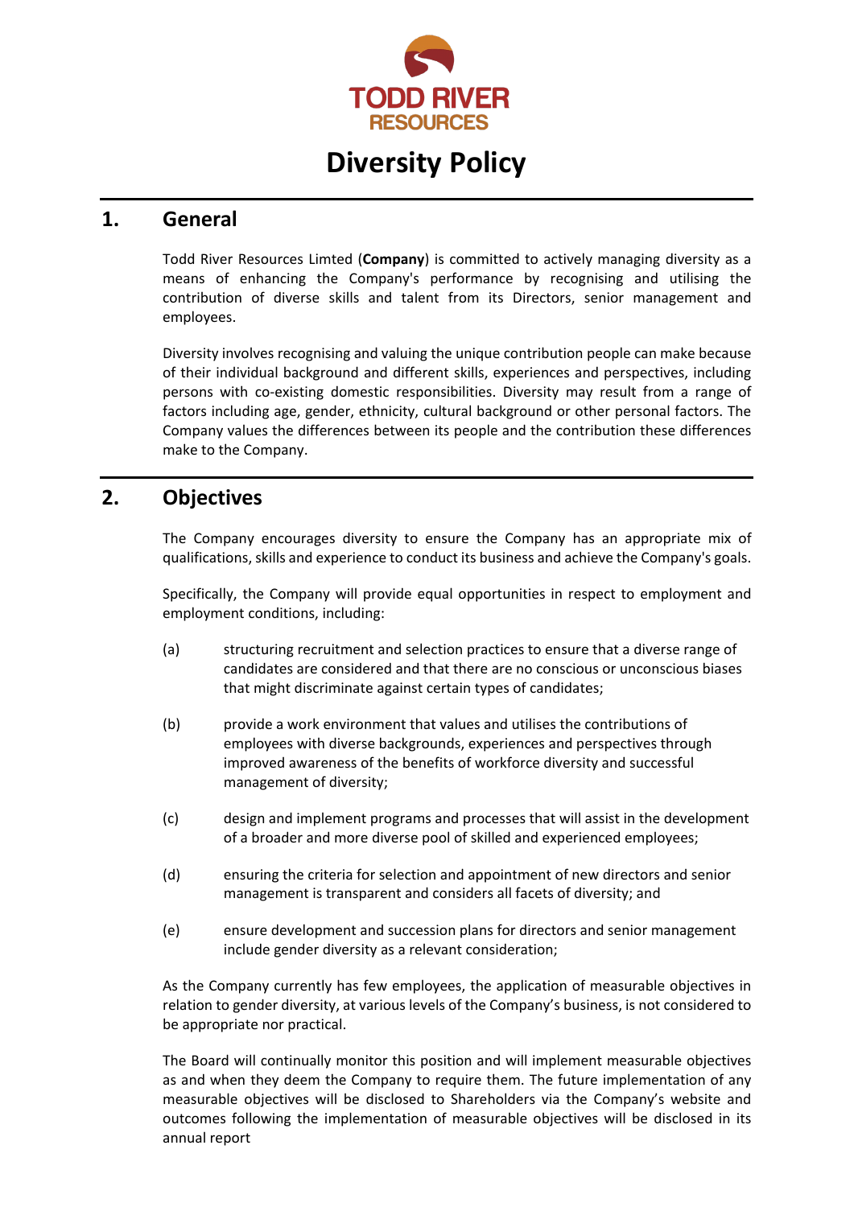TODD RIVER RESOURCES

# Diversity Policy

## 1. General

Todd River Resources Limted (**Company**) is committed to actively managing diversity as a means of enhancing the Company's performance by recognising and utilising the contribution of diverse skills and talent from its Directors, senior management and employees.

Diversity involves recognising and valuing the unique contribution people can make because of their individual background and different skills, experiences and perspectives, including persons with co-existing domestic responsibilities. Diversity may result from a range of factors including age, gender, ethnicity, cultural background or other personal factors. The Company values the differences between its people and the contribution these differences make to the Company.

## 2. Objectives

The Company encourages diversity to ensure the Company has an appropriate mix of qualifications, skills and experience to conduct its business and achieve the Company's goals.

Specifically, the Company will provide equal opportunities in respect to employment and employment conditions, including:

(a) structuring recruitment and selection practices to ensure that a diverse range of candidates are considered and that there are no conscious or unconscious biases that might discriminate against certain types of candidates;

(b) provide a work environment that values and utilises the contributions of employees with diverse backgrounds, experiences and perspectives through improved awareness of the benefits of workforce diversity and successful management of diversity;

(c) design and implement programs and processes that will assist in the development of a broader and more diverse pool of skilled and experienced employees;

(d) ensuring the criteria for selection and appointment of new directors and senior management is transparent and considers all facets of diversity; and

(e) ensure development and succession plans for directors and senior management include gender diversity as a relevant consideration;

As the Company currently has few employees, the application of measurable objectives in relation to gender diversity, at various levels of the Company's business, is not considered to be appropriate nor practical.

The Board will continually monitor this position and will implement measurable objectives as and when they deem the Company to require them. The future implementation of any measurable objectives will be disclosed to Shareholders via the Company's website and outcomes following the implementation of measurable objectives will be disclosed in its annual report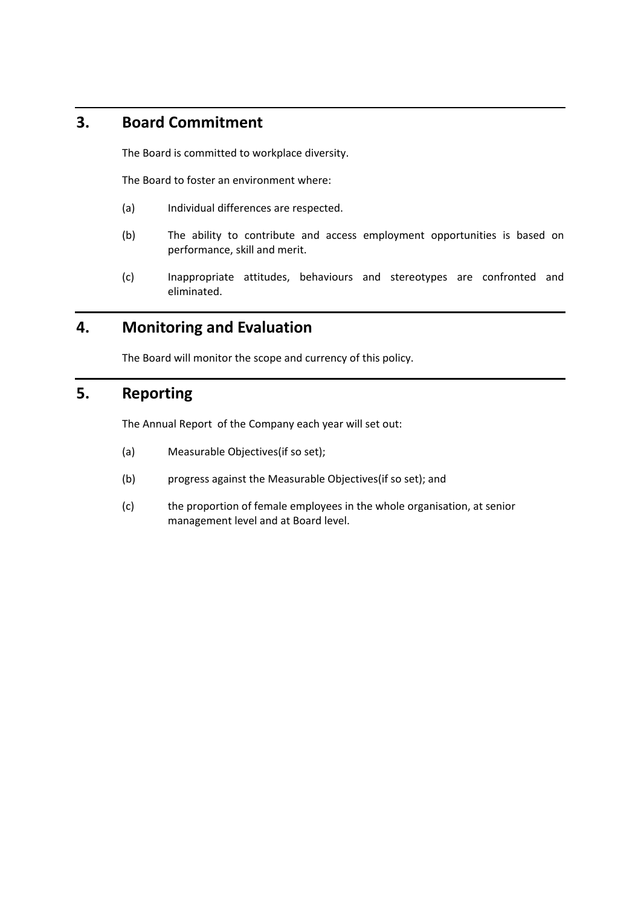## 3. Board Commitment

The Board is committed to workplace diversity.

The Board to foster an environment where:

(a) Individual differences are respected.

(b) The ability to contribute and access employment opportunities is based on performance, skill and merit.

(c) Inappropriate attitudes, behaviours and stereotypes are confronted and eliminated.

## 4. Monitoring and Evaluation

The Board will monitor the scope and currency of this policy.

## 5. Reporting

The Annual Report of the Company each year will set out:

(a) Measurable Objectives(if so set);

(b) progress against the Measurable Objectives(if so set); and

(c) the proportion of female employees in the whole organisation, at senior management level and at Board level.